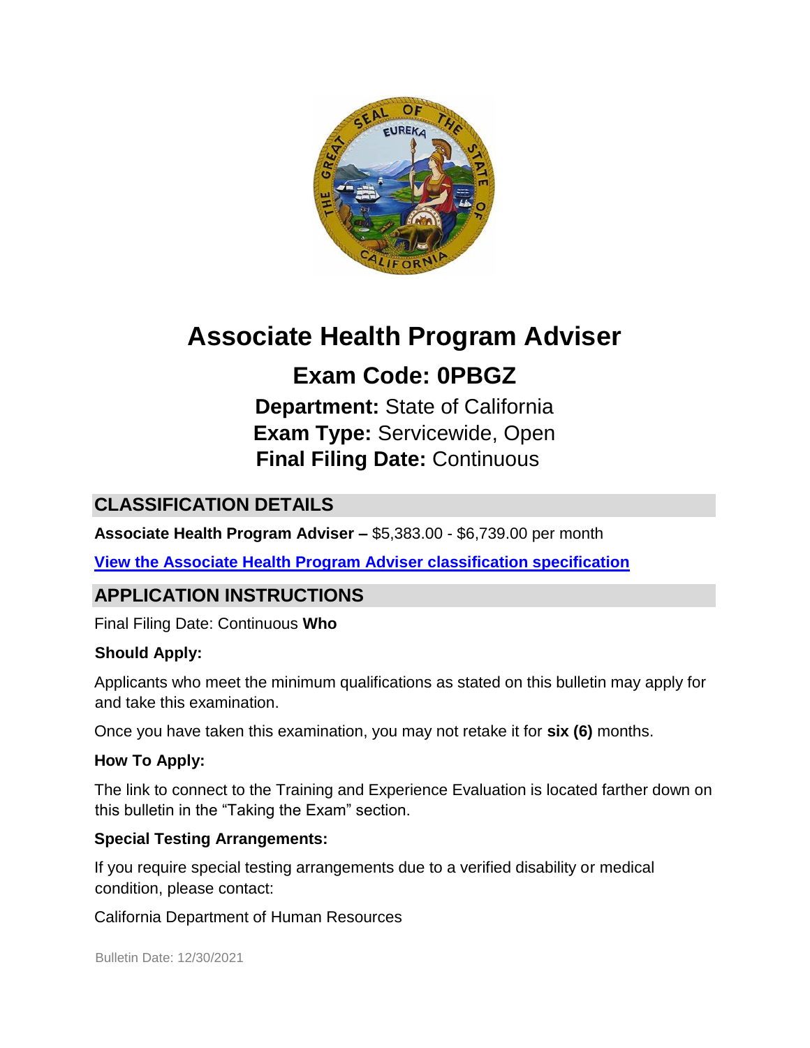# Associate Health Program Adviser

## Exam Code: 0PBGZ

**Department:** State of California
**Exam Type:** Servicewide, Open
**Final Filing Date:** Continuous

## CLASSIFICATION DETAILS

**Associate Health Program Adviser –** $5,383.00 - $6,739.00 per month

**View the Associate Health Program Adviser classification specification**

## APPLICATION INSTRUCTIONS

Final Filing Date: Continuous **Who**

**Should Apply:**

Applicants who meet the minimum qualifications as stated on this bulletin may apply for and take this examination.

Once you have taken this examination, you may not retake it for **six (6)** months.

**How To Apply:**

The link to connect to the Training and Experience Evaluation is located farther down on this bulletin in the "Taking the Exam" section.

**Special Testing Arrangements:**

If you require special testing arrangements due to a verified disability or medical condition, please contact:

California Department of Human Resources

Bulletin Date: 12/30/2021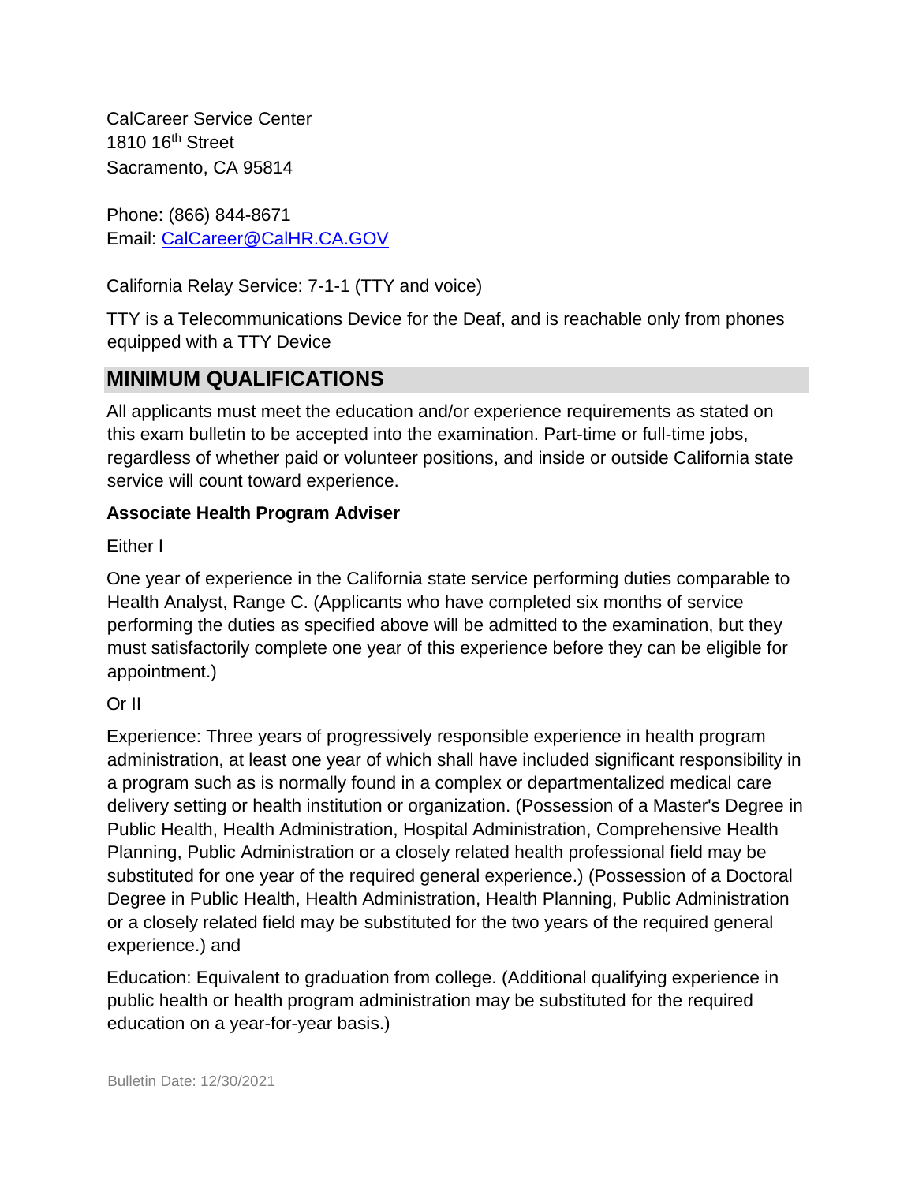CalCareer Service Center
1810 16th Street
Sacramento, CA 95814

Phone: (866) 844-8671
Email: CalCareer@CalHR.CA.GOV

California Relay Service: 7-1-1 (TTY and voice)

TTY is a Telecommunications Device for the Deaf, and is reachable only from phones equipped with a TTY Device

## MINIMUM QUALIFICATIONS

All applicants must meet the education and/or experience requirements as stated on this exam bulletin to be accepted into the examination. Part-time or full-time jobs, regardless of whether paid or volunteer positions, and inside or outside California state service will count toward experience.

**Associate Health Program Adviser**

Either I

One year of experience in the California state service performing duties comparable to Health Analyst, Range C. (Applicants who have completed six months of service performing the duties as specified above will be admitted to the examination, but they must satisfactorily complete one year of this experience before they can be eligible for appointment.)

Or II

Experience: Three years of progressively responsible experience in health program administration, at least one year of which shall have included significant responsibility in a program such as is normally found in a complex or departmentalized medical care delivery setting or health institution or organization. (Possession of a Master's Degree in Public Health, Health Administration, Hospital Administration, Comprehensive Health Planning, Public Administration or a closely related health professional field may be substituted for one year of the required general experience.) (Possession of a Doctoral Degree in Public Health, Health Administration, Health Planning, Public Administration or a closely related field may be substituted for the two years of the required general experience.) and

Education: Equivalent to graduation from college. (Additional qualifying experience in public health or health program administration may be substituted for the required education on a year-for-year basis.)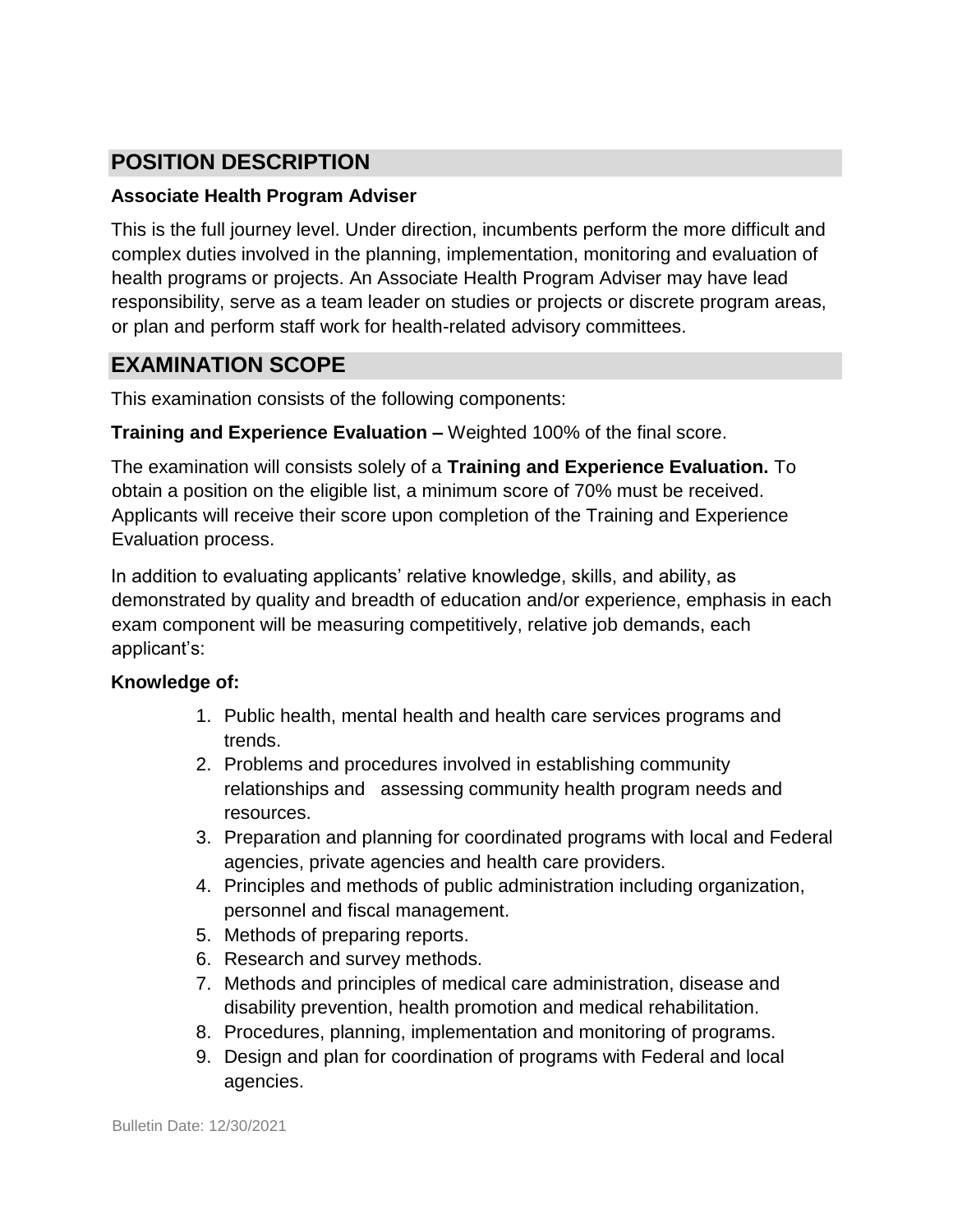## POSITION DESCRIPTION

**Associate Health Program Adviser**

This is the full journey level. Under direction, incumbents perform the more difficult and complex duties involved in the planning, implementation, monitoring and evaluation of health programs or projects. An Associate Health Program Adviser may have lead responsibility, serve as a team leader on studies or projects or discrete program areas, or plan and perform staff work for health-related advisory committees.

## EXAMINATION SCOPE

This examination consists of the following components:

**Training and Experience Evaluation –** Weighted 100% of the final score.

The examination will consists solely of a **Training and Experience Evaluation.** To obtain a position on the eligible list, a minimum score of 70% must be received. Applicants will receive their score upon completion of the Training and Experience Evaluation process.

In addition to evaluating applicants' relative knowledge, skills, and ability, as demonstrated by quality and breadth of education and/or experience, emphasis in each exam component will be measuring competitively, relative job demands, each applicant's:

**Knowledge of:**

1. Public health, mental health and health care services programs and trends.
2. Problems and procedures involved in establishing community relationships and assessing community health program needs and resources.
3. Preparation and planning for coordinated programs with local and Federal agencies, private agencies and health care providers.
4. Principles and methods of public administration including organization, personnel and fiscal management.
5. Methods of preparing reports.
6. Research and survey methods.
7. Methods and principles of medical care administration, disease and disability prevention, health promotion and medical rehabilitation.
8. Procedures, planning, implementation and monitoring of programs.
9. Design and plan for coordination of programs with Federal and local agencies.

Bulletin Date: 12/30/2021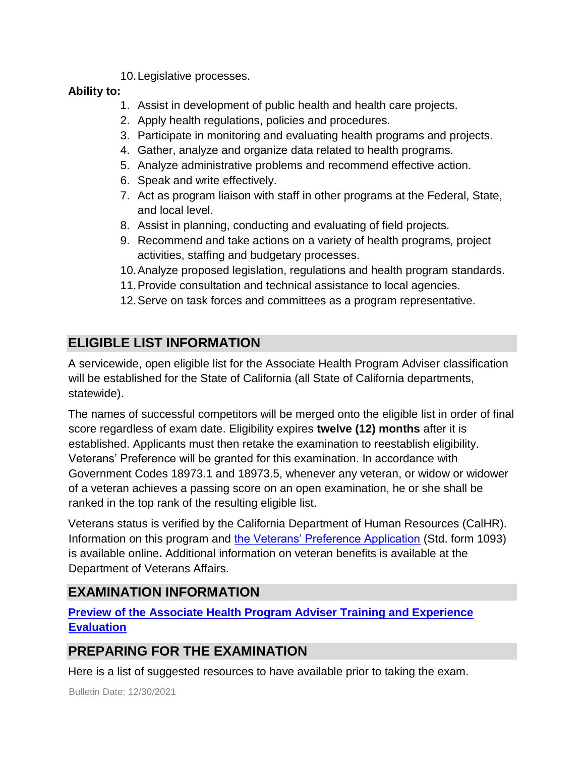10. Legislative processes.

**Ability to:**

1. Assist in development of public health and health care projects.
2. Apply health regulations, policies and procedures.
3. Participate in monitoring and evaluating health programs and projects.
4. Gather, analyze and organize data related to health programs.
5. Analyze administrative problems and recommend effective action.
6. Speak and write effectively.
7. Act as program liaison with staff in other programs at the Federal, State, and local level.
8. Assist in planning, conducting and evaluating of field projects.
9. Recommend and take actions on a variety of health programs, project activities, staffing and budgetary processes.
10. Analyze proposed legislation, regulations and health program standards.
11. Provide consultation and technical assistance to local agencies.
12. Serve on task forces and committees as a program representative.

## ELIGIBLE LIST INFORMATION

A servicewide, open eligible list for the Associate Health Program Adviser classification will be established for the State of California (all State of California departments, statewide).

The names of successful competitors will be merged onto the eligible list in order of final score regardless of exam date. Eligibility expires **twelve (12) months** after it is established. Applicants must then retake the examination to reestablish eligibility. Veterans' Preference will be granted for this examination. In accordance with Government Codes 18973.1 and 18973.5, whenever any veteran, or widow or widower of a veteran achieves a passing score on an open examination, he or she shall be ranked in the top rank of the resulting eligible list.

Veterans status is verified by the California Department of Human Resources (CalHR). Information on this program and the Veterans' Preference Application (Std. form 1093) is available online**.** Additional information on veteran benefits is available at the Department of Veterans Affairs.

## EXAMINATION INFORMATION

**Preview of the Associate Health Program Adviser Training and Experience Evaluation**

## PREPARING FOR THE EXAMINATION

Here is a list of suggested resources to have available prior to taking the exam.

Bulletin Date: 12/30/2021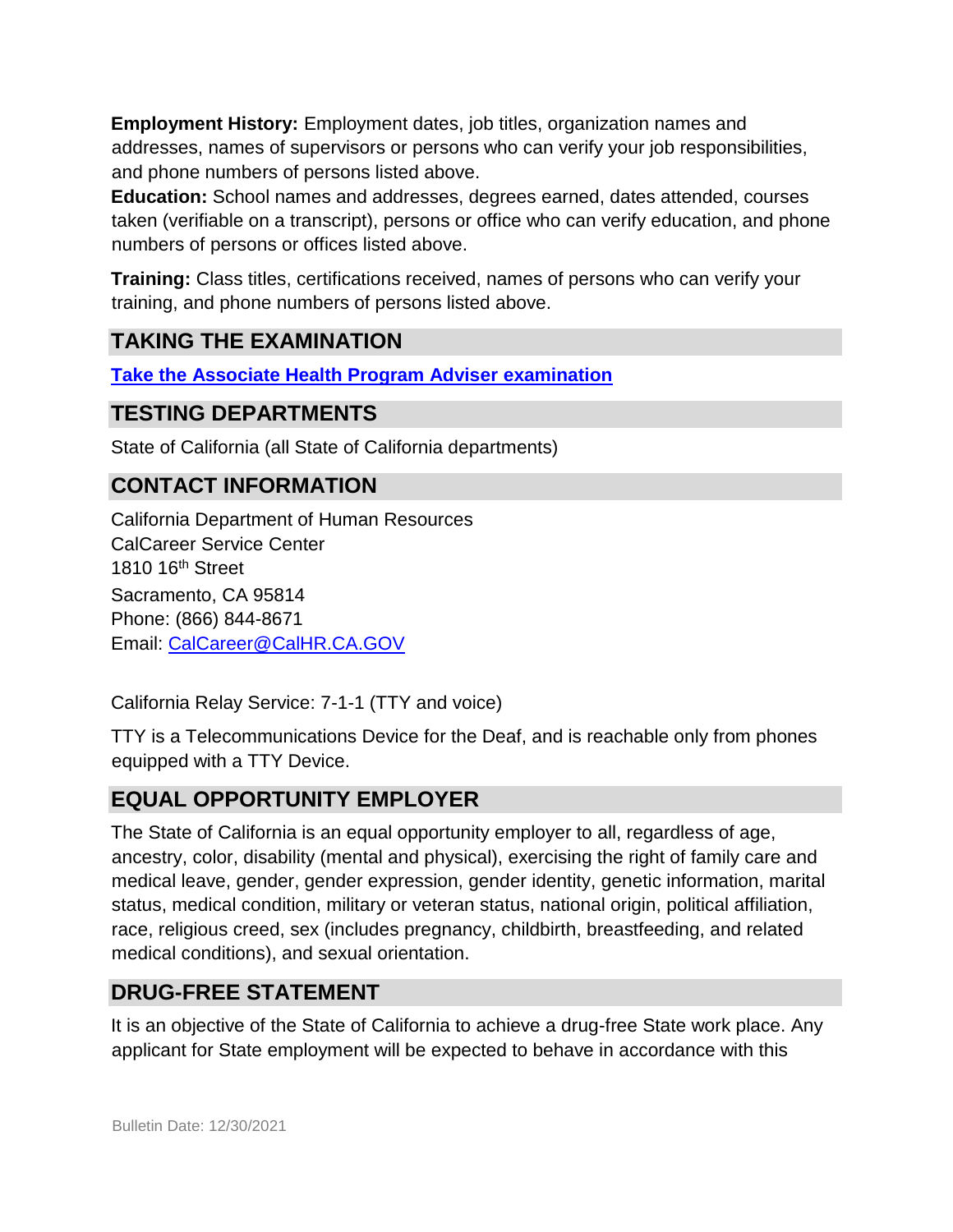**Employment History:** Employment dates, job titles, organization names and addresses, names of supervisors or persons who can verify your job responsibilities, and phone numbers of persons listed above.

**Education:** School names and addresses, degrees earned, dates attended, courses taken (verifiable on a transcript), persons or office who can verify education, and phone numbers of persons or offices listed above.

**Training:** Class titles, certifications received, names of persons who can verify your training, and phone numbers of persons listed above.

## TAKING THE EXAMINATION

**Take the Associate Health Program Adviser examination**

## TESTING DEPARTMENTS

State of California (all State of California departments)

## CONTACT INFORMATION

California Department of Human Resources
CalCareer Service Center
1810 16th Street
Sacramento, CA 95814
Phone: (866) 844-8671
Email: CalCareer@CalHR.CA.GOV

California Relay Service: 7-1-1 (TTY and voice)

TTY is a Telecommunications Device for the Deaf, and is reachable only from phones equipped with a TTY Device.

## EQUAL OPPORTUNITY EMPLOYER

The State of California is an equal opportunity employer to all, regardless of age, ancestry, color, disability (mental and physical), exercising the right of family care and medical leave, gender, gender expression, gender identity, genetic information, marital status, medical condition, military or veteran status, national origin, political affiliation, race, religious creed, sex (includes pregnancy, childbirth, breastfeeding, and related medical conditions), and sexual orientation.

## DRUG-FREE STATEMENT

It is an objective of the State of California to achieve a drug-free State work place. Any applicant for State employment will be expected to behave in accordance with this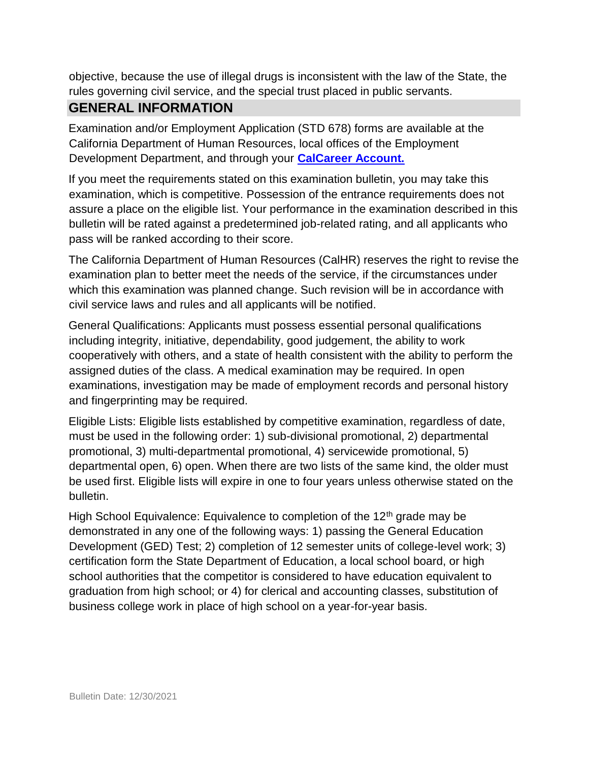objective, because the use of illegal drugs is inconsistent with the law of the State, the rules governing civil service, and the special trust placed in public servants.

## GENERAL INFORMATION

Examination and/or Employment Application (STD 678) forms are available at the California Department of Human Resources, local offices of the Employment Development Department, and through your **CalCareer Account.**

If you meet the requirements stated on this examination bulletin, you may take this examination, which is competitive. Possession of the entrance requirements does not assure a place on the eligible list. Your performance in the examination described in this bulletin will be rated against a predetermined job-related rating, and all applicants who pass will be ranked according to their score.

The California Department of Human Resources (CalHR) reserves the right to revise the examination plan to better meet the needs of the service, if the circumstances under which this examination was planned change. Such revision will be in accordance with civil service laws and rules and all applicants will be notified.

General Qualifications: Applicants must possess essential personal qualifications including integrity, initiative, dependability, good judgement, the ability to work cooperatively with others, and a state of health consistent with the ability to perform the assigned duties of the class. A medical examination may be required. In open examinations, investigation may be made of employment records and personal history and fingerprinting may be required.

Eligible Lists: Eligible lists established by competitive examination, regardless of date, must be used in the following order: 1) sub-divisional promotional, 2) departmental promotional, 3) multi-departmental promotional, 4) servicewide promotional, 5) departmental open, 6) open. When there are two lists of the same kind, the older must be used first. Eligible lists will expire in one to four years unless otherwise stated on the bulletin.

High School Equivalence: Equivalence to completion of the 12th grade may be demonstrated in any one of the following ways: 1) passing the General Education Development (GED) Test; 2) completion of 12 semester units of college-level work; 3) certification form the State Department of Education, a local school board, or high school authorities that the competitor is considered to have education equivalent to graduation from high school; or 4) for clerical and accounting classes, substitution of business college work in place of high school on a year-for-year basis.

Bulletin Date: 12/30/2021